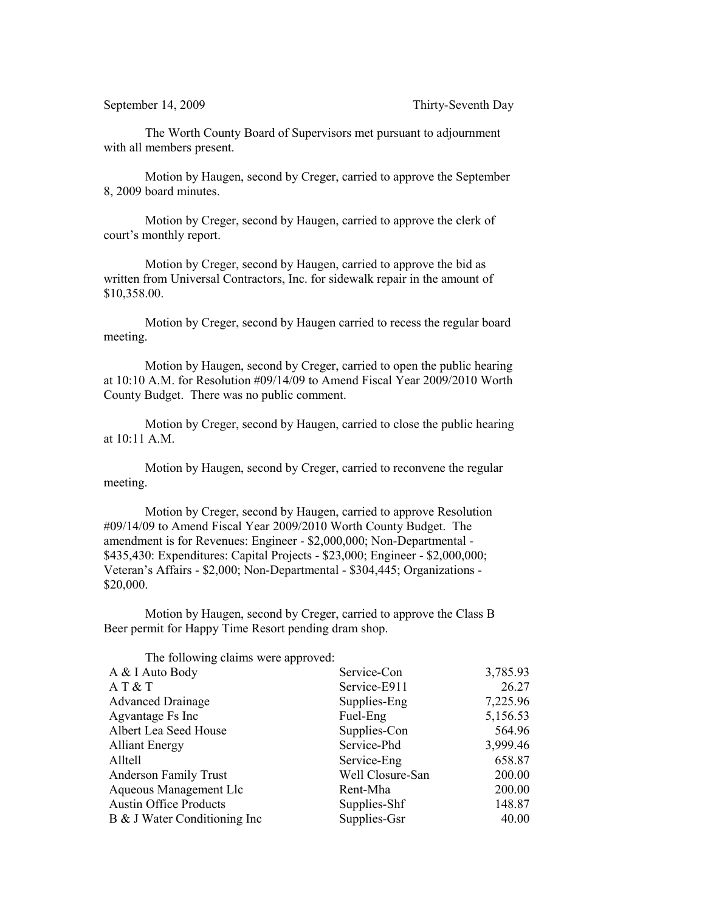September 14, 2009 Thirty-Seventh Day

The Worth County Board of Supervisors met pursuant to adjournment with all members present.

Motion by Haugen, second by Creger, carried to approve the September 8, 2009 board minutes.

Motion by Creger, second by Haugen, carried to approve the clerk of court's monthly report.

Motion by Creger, second by Haugen, carried to approve the bid as written from Universal Contractors, Inc. for sidewalk repair in the amount of $10,358.00.

Motion by Creger, second by Haugen carried to recess the regular board meeting.

Motion by Haugen, second by Creger, carried to open the public hearing at 10:10 A.M. for Resolution #09/14/09 to Amend Fiscal Year 2009/2010 Worth County Budget. There was no public comment.

Motion by Creger, second by Haugen, carried to close the public hearing at 10:11 A.M.

Motion by Haugen, second by Creger, carried to reconvene the regular meeting.

Motion by Creger, second by Haugen, carried to approve Resolution #09/14/09 to Amend Fiscal Year 2009/2010 Worth County Budget. The amendment is for Revenues: Engineer - $2,000,000; Non-Departmental - $435,430: Expenditures: Capital Projects - $23,000; Engineer - $2,000,000; Veteran's Affairs - $2,000; Non-Departmental - $304,445; Organizations - $20,000.

Motion by Haugen, second by Creger, carried to approve the Class B Beer permit for Happy Time Resort pending dram shop.

The following claims were approved:

| | | |
|---|---|---|
| A & I Auto Body | Service-Con | 3,785.93 |
| A T & T | Service-E911 | 26.27 |
| Advanced Drainage | Supplies-Eng | 7,225.96 |
| Agvantage Fs Inc | Fuel-Eng | 5,156.53 |
| Albert Lea Seed House | Supplies-Con | 564.96 |
| Alliant Energy | Service-Phd | 3,999.46 |
| Alltell | Service-Eng | 658.87 |
| Anderson Family Trust | Well Closure-San | 200.00 |
| Aqueous Management Llc | Rent-Mha | 200.00 |
| Austin Office Products | Supplies-Shf | 148.87 |
| B & J Water Conditioning Inc | Supplies-Gsr | 40.00 |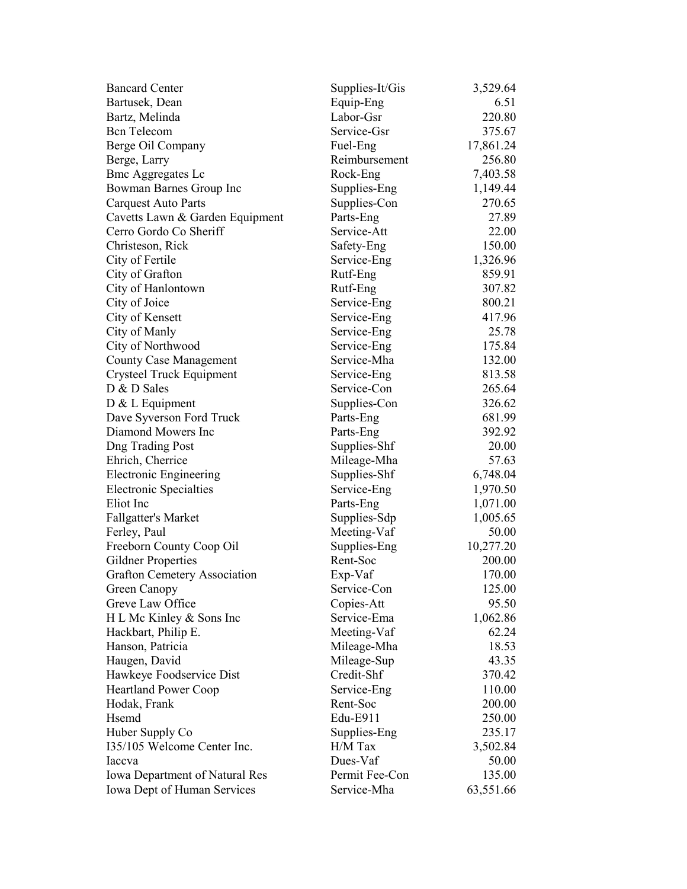| | | |
|---|---|---|
| Bancard Center | Supplies-It/Gis | 3,529.64 |
| Bartusek, Dean | Equip-Eng | 6.51 |
| Bartz, Melinda | Labor-Gsr | 220.80 |
| Bcn Telecom | Service-Gsr | 375.67 |
| Berge Oil Company | Fuel-Eng | 17,861.24 |
| Berge, Larry | Reimbursement | 256.80 |
| Bmc Aggregates Lc | Rock-Eng | 7,403.58 |
| Bowman Barnes Group Inc | Supplies-Eng | 1,149.44 |
| Carquest Auto Parts | Supplies-Con | 270.65 |
| Cavetts Lawn & Garden Equipment | Parts-Eng | 27.89 |
| Cerro Gordo Co Sheriff | Service-Att | 22.00 |
| Christeson, Rick | Safety-Eng | 150.00 |
| City of Fertile | Service-Eng | 1,326.96 |
| City of Grafton | Rutf-Eng | 859.91 |
| City of Hanlontown | Rutf-Eng | 307.82 |
| City of Joice | Service-Eng | 800.21 |
| City of Kensett | Service-Eng | 417.96 |
| City of Manly | Service-Eng | 25.78 |
| City of Northwood | Service-Eng | 175.84 |
| County Case Management | Service-Mha | 132.00 |
| Crysteel Truck Equipment | Service-Eng | 813.58 |
| D & D Sales | Service-Con | 265.64 |
| D & L Equipment | Supplies-Con | 326.62 |
| Dave Syverson Ford Truck | Parts-Eng | 681.99 |
| Diamond Mowers Inc | Parts-Eng | 392.92 |
| Dng Trading Post | Supplies-Shf | 20.00 |
| Ehrich, Cherrice | Mileage-Mha | 57.63 |
| Electronic Engineering | Supplies-Shf | 6,748.04 |
| Electronic Specialties | Service-Eng | 1,970.50 |
| Eliot Inc | Parts-Eng | 1,071.00 |
| Fallgatter's Market | Supplies-Sdp | 1,005.65 |
| Ferley, Paul | Meeting-Vaf | 50.00 |
| Freeborn County Coop Oil | Supplies-Eng | 10,277.20 |
| Gildner Properties | Rent-Soc | 200.00 |
| Grafton Cemetery Association | Exp-Vaf | 170.00 |
| Green Canopy | Service-Con | 125.00 |
| Greve Law Office | Copies-Att | 95.50 |
| H L Mc Kinley & Sons Inc | Service-Ema | 1,062.86 |
| Hackbart, Philip E. | Meeting-Vaf | 62.24 |
| Hanson, Patricia | Mileage-Mha | 18.53 |
| Haugen, David | Mileage-Sup | 43.35 |
| Hawkeye Foodservice Dist | Credit-Shf | 370.42 |
| Heartland Power Coop | Service-Eng | 110.00 |
| Hodak, Frank | Rent-Soc | 200.00 |
| Hsemd | Edu-E911 | 250.00 |
| Huber Supply Co | Supplies-Eng | 235.17 |
| I35/105 Welcome Center Inc. | H/M Tax | 3,502.84 |
| Iaccva | Dues-Vaf | 50.00 |
| Iowa Department of Natural Res | Permit Fee-Con | 135.00 |
| Iowa Dept of Human Services | Service-Mha | 63,551.66 |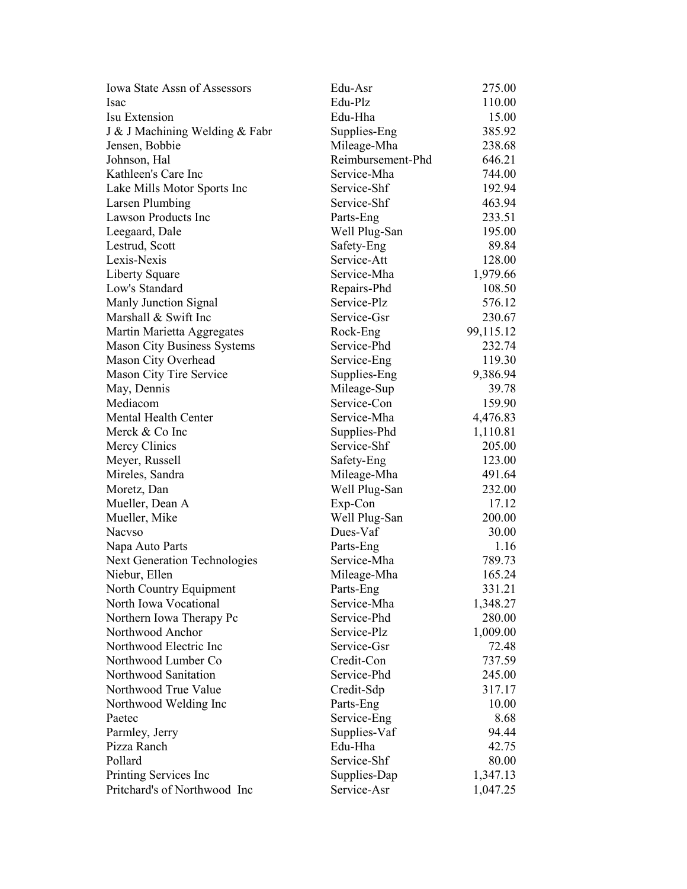| | | |
|---|---|---|
| Iowa State Assn of Assessors | Edu-Asr | 275.00 |
| Isac | Edu-Plz | 110.00 |
| Isu Extension | Edu-Hha | 15.00 |
| J & J Machining Welding & Fabr | Supplies-Eng | 385.92 |
| Jensen, Bobbie | Mileage-Mha | 238.68 |
| Johnson, Hal | Reimbursement-Phd | 646.21 |
| Kathleen's Care Inc | Service-Mha | 744.00 |
| Lake Mills Motor Sports Inc | Service-Shf | 192.94 |
| Larsen Plumbing | Service-Shf | 463.94 |
| Lawson Products Inc | Parts-Eng | 233.51 |
| Leegaard, Dale | Well Plug-San | 195.00 |
| Lestrud, Scott | Safety-Eng | 89.84 |
| Lexis-Nexis | Service-Att | 128.00 |
| Liberty Square | Service-Mha | 1,979.66 |
| Low's Standard | Repairs-Phd | 108.50 |
| Manly Junction Signal | Service-Plz | 576.12 |
| Marshall & Swift Inc | Service-Gsr | 230.67 |
| Martin Marietta Aggregates | Rock-Eng | 99,115.12 |
| Mason City Business Systems | Service-Phd | 232.74 |
| Mason City Overhead | Service-Eng | 119.30 |
| Mason City Tire Service | Supplies-Eng | 9,386.94 |
| May, Dennis | Mileage-Sup | 39.78 |
| Mediacom | Service-Con | 159.90 |
| Mental Health Center | Service-Mha | 4,476.83 |
| Merck & Co Inc | Supplies-Phd | 1,110.81 |
| Mercy Clinics | Service-Shf | 205.00 |
| Meyer, Russell | Safety-Eng | 123.00 |
| Mireles, Sandra | Mileage-Mha | 491.64 |
| Moretz, Dan | Well Plug-San | 232.00 |
| Mueller, Dean A | Exp-Con | 17.12 |
| Mueller, Mike | Well Plug-San | 200.00 |
| Nacvso | Dues-Vaf | 30.00 |
| Napa Auto Parts | Parts-Eng | 1.16 |
| Next Generation Technologies | Service-Mha | 789.73 |
| Niebur, Ellen | Mileage-Mha | 165.24 |
| North Country Equipment | Parts-Eng | 331.21 |
| North Iowa Vocational | Service-Mha | 1,348.27 |
| Northern Iowa Therapy Pc | Service-Phd | 280.00 |
| Northwood Anchor | Service-Plz | 1,009.00 |
| Northwood Electric Inc | Service-Gsr | 72.48 |
| Northwood Lumber Co | Credit-Con | 737.59 |
| Northwood Sanitation | Service-Phd | 245.00 |
| Northwood True Value | Credit-Sdp | 317.17 |
| Northwood Welding Inc | Parts-Eng | 10.00 |
| Paetec | Service-Eng | 8.68 |
| Parmley, Jerry | Supplies-Vaf | 94.44 |
| Pizza Ranch | Edu-Hha | 42.75 |
| Pollard | Service-Shf | 80.00 |
| Printing Services Inc | Supplies-Dap | 1,347.13 |
| Pritchard's of Northwood Inc | Service-Asr | 1,047.25 |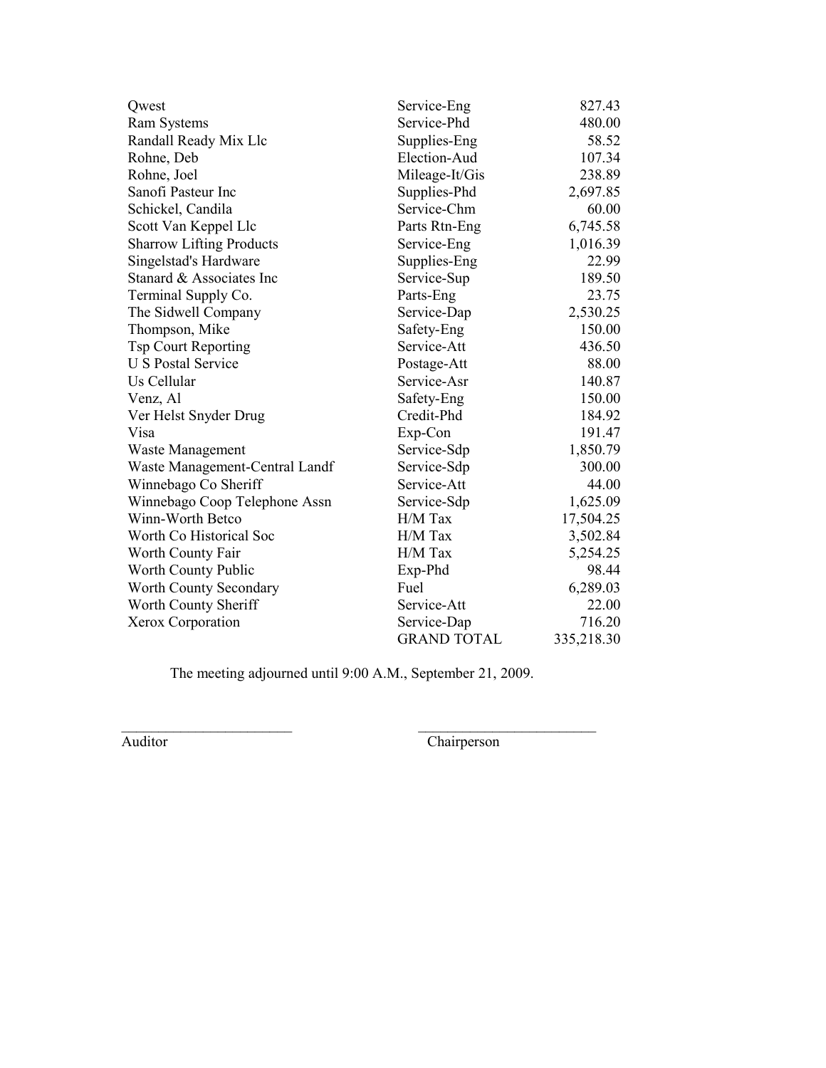| | | |
|---|---|---|
| Qwest | Service-Eng | 827.43 |
| Ram Systems | Service-Phd | 480.00 |
| Randall Ready Mix Llc | Supplies-Eng | 58.52 |
| Rohne, Deb | Election-Aud | 107.34 |
| Rohne, Joel | Mileage-It/Gis | 238.89 |
| Sanofi Pasteur Inc | Supplies-Phd | 2,697.85 |
| Schickel, Candila | Service-Chm | 60.00 |
| Scott Van Keppel Llc | Parts Rtn-Eng | 6,745.58 |
| Sharrow Lifting Products | Service-Eng | 1,016.39 |
| Singelstad's Hardware | Supplies-Eng | 22.99 |
| Stanard & Associates Inc | Service-Sup | 189.50 |
| Terminal Supply Co. | Parts-Eng | 23.75 |
| The Sidwell Company | Service-Dap | 2,530.25 |
| Thompson, Mike | Safety-Eng | 150.00 |
| Tsp Court Reporting | Service-Att | 436.50 |
| U S Postal Service | Postage-Att | 88.00 |
| Us Cellular | Service-Asr | 140.87 |
| Venz, Al | Safety-Eng | 150.00 |
| Ver Helst Snyder Drug | Credit-Phd | 184.92 |
| Visa | Exp-Con | 191.47 |
| Waste Management | Service-Sdp | 1,850.79 |
| Waste Management-Central Landf | Service-Sdp | 300.00 |
| Winnebago Co Sheriff | Service-Att | 44.00 |
| Winnebago Coop Telephone Assn | Service-Sdp | 1,625.09 |
| Winn-Worth Betco | H/M Tax | 17,504.25 |
| Worth Co Historical Soc | H/M Tax | 3,502.84 |
| Worth County Fair | H/M Tax | 5,254.25 |
| Worth County Public | Exp-Phd | 98.44 |
| Worth County Secondary | Fuel | 6,289.03 |
| Worth County Sheriff | Service-Att | 22.00 |
| Xerox Corporation | Service-Dap | 716.20 |
| | GRAND TOTAL | 335,218.30 |

The meeting adjourned until 9:00 A.M., September 21, 2009.

_______________________ _______________________

Auditor Chairperson